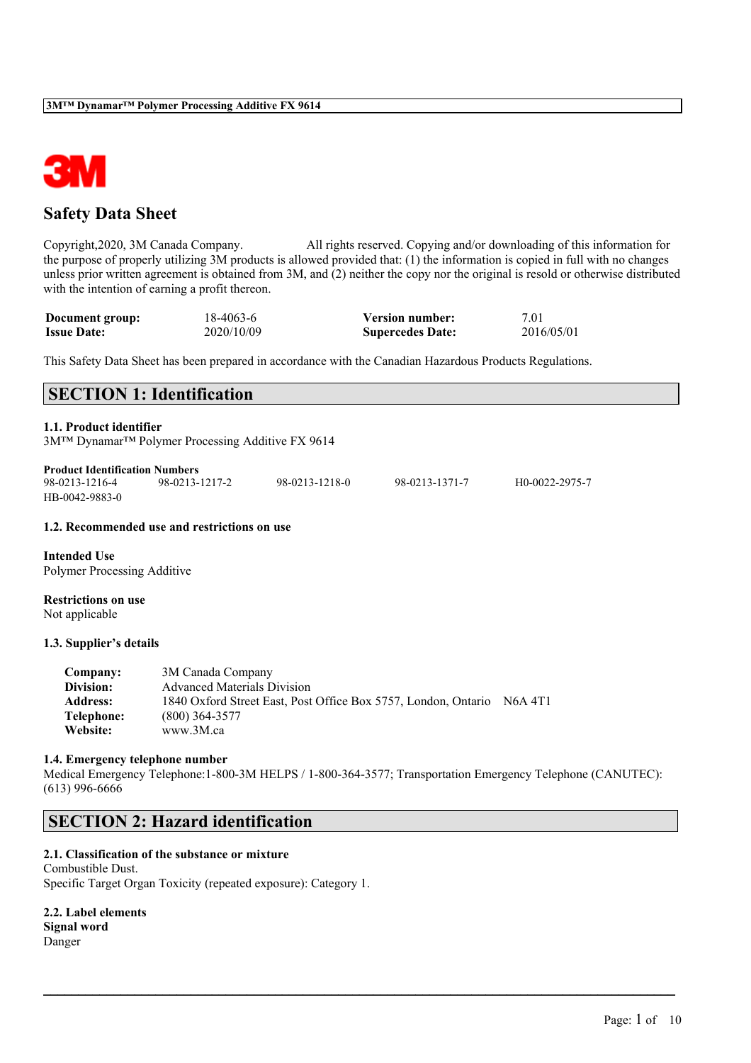# Safety Data Sheet

Copyright,2020, 3M Canada Company. All rights reserved. Copying and/or downloading of this information for the purpose of properly utilizing 3M products is allowed provided that: (1) the information is copied in full with no changes unless prior written agreement is obtained from 3M, and (2) neither the copy nor the original is resold or otherwise distributed with the intention of earning a profit thereon.

| **Document group:** | 18-4063-6 | **Version number:** | 7.01 |
|---|---|---|---|
| **Issue Date:** | 2020/10/09 | **Supercedes Date:** | 2016/05/01 |

This Safety Data Sheet has been prepared in accordance with the Canadian Hazardous Products Regulations.

## SECTION 1: Identification

### 1.1. Product identifier

3M™ Dynamar™ Polymer Processing Additive FX 9614

**Product Identification Numbers**

98-0213-1216-4 98-0213-1217-2 98-0213-1218-0 98-0213-1371-7 H0-0022-2975-7
HB-0042-9883-0

### 1.2. Recommended use and restrictions on use

**Intended Use**
Polymer Processing Additive

**Restrictions on use**
Not applicable

### 1.3. Supplier's details

**Company:** 3M Canada Company
**Division:** Advanced Materials Division
**Address:** 1840 Oxford Street East, Post Office Box 5757, London, Ontario N6A 4T1
**Telephone:** (800) 364-3577
**Website:** www.3M.ca

### 1.4. Emergency telephone number

Medical Emergency Telephone:1-800-3M HELPS / 1-800-364-3577; Transportation Emergency Telephone (CANUTEC): (613) 996-6666

## SECTION 2: Hazard identification

### 2.1. Classification of the substance or mixture

Combustible Dust.
Specific Target Organ Toxicity (repeated exposure): Category 1.

### 2.2. Label elements

**Signal word**
Danger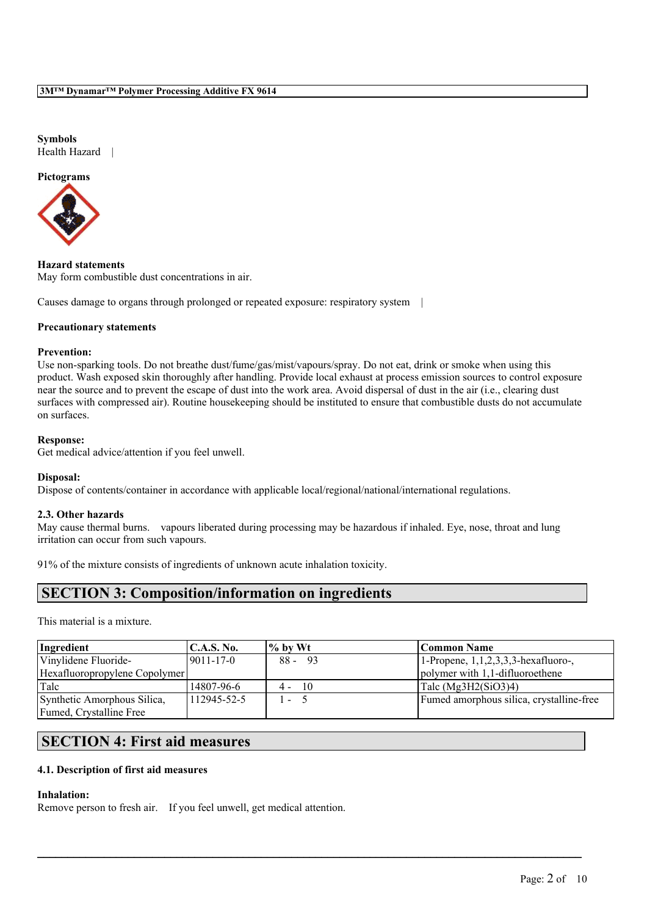**Symbols**
Health Hazard |

**Pictograms**

**Hazard statements**
May form combustible dust concentrations in air.

Causes damage to organs through prolonged or repeated exposure: respiratory system |

**Precautionary statements**

**Prevention:**
Use non-sparking tools. Do not breathe dust/fume/gas/mist/vapours/spray. Do not eat, drink or smoke when using this product. Wash exposed skin thoroughly after handling. Provide local exhaust at process emission sources to control exposure near the source and to prevent the escape of dust into the work area. Avoid dispersal of dust in the air (i.e., clearing dust surfaces with compressed air). Routine housekeeping should be instituted to ensure that combustible dusts do not accumulate on surfaces.

**Response:**
Get medical advice/attention if you feel unwell.

**Disposal:**
Dispose of contents/container in accordance with applicable local/regional/national/international regulations.

**2.3. Other hazards**
May cause thermal burns. vapours liberated during processing may be hazardous if inhaled. Eye, nose, throat and lung irritation can occur from such vapours.

91% of the mixture consists of ingredients of unknown acute inhalation toxicity.

## SECTION 3: Composition/information on ingredients

This material is a mixture.

| Ingredient | C.A.S. No. | % by Wt | Common Name |
|---|---|---|---|
| Vinylidene Fluoride-Hexafluoropropylene Copolymer | 9011-17-0 | 88 - 93 | 1-Propene, 1,1,2,3,3,3-hexafluoro-, polymer with 1,1-difluoroethene |
| Talc | 14807-96-6 | 4 - 10 | Talc ($Mg_3H_2(SiO_3)_4$) |
| Synthetic Amorphous Silica, Fumed, Crystalline Free | 112945-52-5 | 1 - 5 | Fumed amorphous silica, crystalline-free |

## SECTION 4: First aid measures

**4.1. Description of first aid measures**

**Inhalation:**
Remove person to fresh air. If you feel unwell, get medical attention.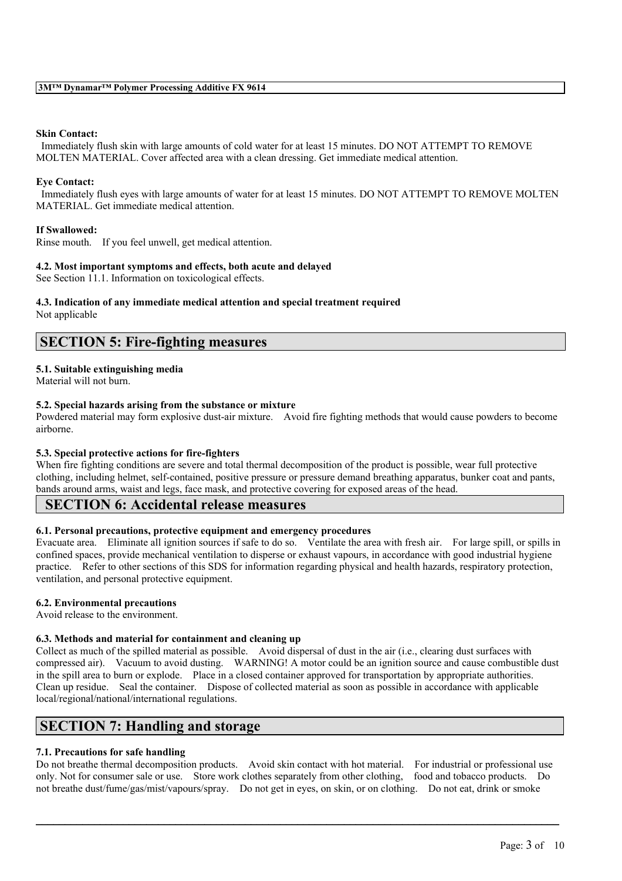**Skin Contact:**
Immediately flush skin with large amounts of cold water for at least 15 minutes. DO NOT ATTEMPT TO REMOVE MOLTEN MATERIAL. Cover affected area with a clean dressing. Get immediate medical attention.

**Eye Contact:**
Immediately flush eyes with large amounts of water for at least 15 minutes. DO NOT ATTEMPT TO REMOVE MOLTEN MATERIAL. Get immediate medical attention.

**If Swallowed:**
Rinse mouth. If you feel unwell, get medical attention.

**4.2. Most important symptoms and effects, both acute and delayed**
See Section 11.1. Information on toxicological effects.

**4.3. Indication of any immediate medical attention and special treatment required**
Not applicable

## SECTION 5: Fire-fighting measures

**5.1. Suitable extinguishing media**
Material will not burn.

**5.2. Special hazards arising from the substance or mixture**
Powdered material may form explosive dust-air mixture. Avoid fire fighting methods that would cause powders to become airborne.

**5.3. Special protective actions for fire-fighters**
When fire fighting conditions are severe and total thermal decomposition of the product is possible, wear full protective clothing, including helmet, self-contained, positive pressure or pressure demand breathing apparatus, bunker coat and pants, bands around arms, waist and legs, face mask, and protective covering for exposed areas of the head.

## SECTION 6: Accidental release measures

**6.1. Personal precautions, protective equipment and emergency procedures**
Evacuate area. Eliminate all ignition sources if safe to do so. Ventilate the area with fresh air. For large spill, or spills in confined spaces, provide mechanical ventilation to disperse or exhaust vapours, in accordance with good industrial hygiene practice. Refer to other sections of this SDS for information regarding physical and health hazards, respiratory protection, ventilation, and personal protective equipment.

**6.2. Environmental precautions**
Avoid release to the environment.

**6.3. Methods and material for containment and cleaning up**
Collect as much of the spilled material as possible. Avoid dispersal of dust in the air (i.e., clearing dust surfaces with compressed air). Vacuum to avoid dusting. WARNING! A motor could be an ignition source and cause combustible dust in the spill area to burn or explode. Place in a closed container approved for transportation by appropriate authorities. Clean up residue. Seal the container. Dispose of collected material as soon as possible in accordance with applicable local/regional/national/international regulations.

## SECTION 7: Handling and storage

**7.1. Precautions for safe handling**
Do not breathe thermal decomposition products. Avoid skin contact with hot material. For industrial or professional use only. Not for consumer sale or use. Store work clothes separately from other clothing, food and tobacco products. Do not breathe dust/fume/gas/mist/vapours/spray. Do not get in eyes, on skin, or on clothing. Do not eat, drink or smoke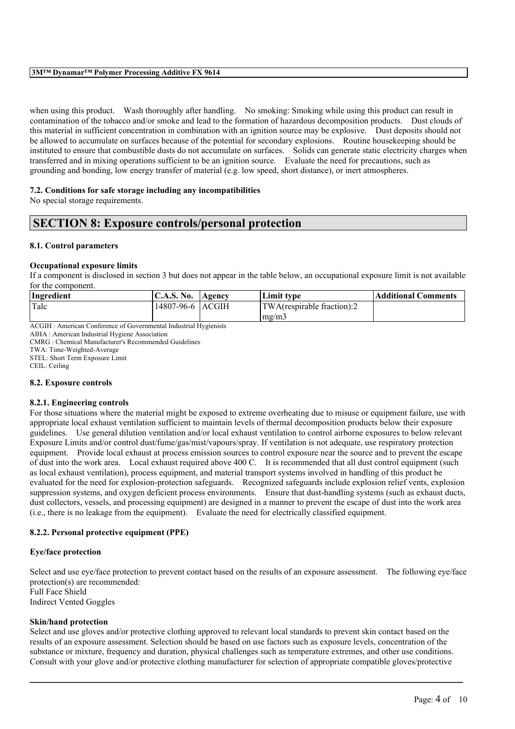when using this product. Wash thoroughly after handling. No smoking: Smoking while using this product can result in contamination of the tobacco and/or smoke and lead to the formation of hazardous decomposition products. Dust clouds of this material in sufficient concentration in combination with an ignition source may be explosive. Dust deposits should not be allowed to accumulate on surfaces because of the potential for secondary explosions. Routine housekeeping should be instituted to ensure that combustible dusts do not accumulate on surfaces. Solids can generate static electricity charges when transferred and in mixing operations sufficient to be an ignition source. Evaluate the need for precautions, such as grounding and bonding, low energy transfer of material (e.g. low speed, short distance), or inert atmospheres.

### 7.2. Conditions for safe storage including any incompatibilities

No special storage requirements.

## SECTION 8: Exposure controls/personal protection

### 8.1. Control parameters

#### Occupational exposure limits

If a component is disclosed in section 3 but does not appear in the table below, an occupational exposure limit is not available for the component.

| Ingredient | C.A.S. No. | Agency | Limit type | Additional Comments |
|---|---|---|---|---|
| Talc | 14807-96-6 | ACGIH | TWA(respirable fraction):2 mg/m3 | |

ACGIH : American Conference of Governmental Industrial Hygienists
AIHA : American Industrial Hygiene Association
CMRG : Chemical Manufacturer's Recommended Guidelines
TWA: Time-Weighted-Average
STEL: Short Term Exposure Limit
CEIL: Ceiling

### 8.2. Exposure controls

#### 8.2.1. Engineering controls

For those situations where the material might be exposed to extreme overheating due to misuse or equipment failure, use with appropriate local exhaust ventilation sufficient to maintain levels of thermal decomposition products below their exposure guidelines. Use general dilution ventilation and/or local exhaust ventilation to control airborne exposures to below relevant Exposure Limits and/or control dust/fume/gas/mist/vapours/spray. If ventilation is not adequate, use respiratory protection equipment. Provide local exhaust at process emission sources to control exposure near the source and to prevent the escape of dust into the work area. Local exhaust required above 400 C. It is recommended that all dust control equipment (such as local exhaust ventilation), process equipment, and material transport systems involved in handling of this product be evaluated for the need for explosion-protection safeguards. Recognized safeguards include explosion relief vents, explosion suppression systems, and oxygen deficient process environments. Ensure that dust-handling systems (such as exhaust ducts, dust collectors, vessels, and processing equipment) are designed in a manner to prevent the escape of dust into the work area (i.e., there is no leakage from the equipment). Evaluate the need for electrically classified equipment.

#### 8.2.2. Personal protective equipment (PPE)

**Eye/face protection**

Select and use eye/face protection to prevent contact based on the results of an exposure assessment. The following eye/face protection(s) are recommended:
Full Face Shield
Indirect Vented Goggles

**Skin/hand protection**

Select and use gloves and/or protective clothing approved to relevant local standards to prevent skin contact based on the results of an exposure assessment. Selection should be based on use factors such as exposure levels, concentration of the substance or mixture, frequency and duration, physical challenges such as temperature extremes, and other use conditions. Consult with your glove and/or protective clothing manufacturer for selection of appropriate compatible gloves/protective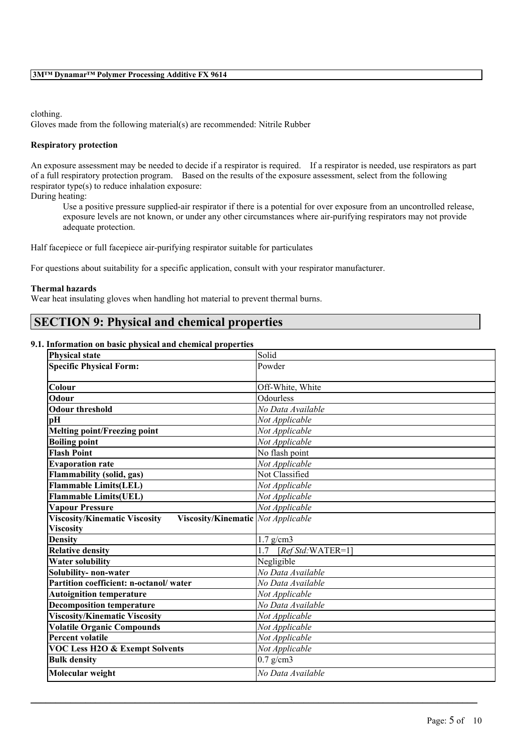clothing.
Gloves made from the following material(s) are recommended: Nitrile Rubber

**Respiratory protection**

An exposure assessment may be needed to decide if a respirator is required. If a respirator is needed, use respirators as part of a full respiratory protection program. Based on the results of the exposure assessment, select from the following respirator type(s) to reduce inhalation exposure:
During heating:

Use a positive pressure supplied-air respirator if there is a potential for over exposure from an uncontrolled release, exposure levels are not known, or under any other circumstances where air-purifying respirators may not provide adequate protection.

Half facepiece or full facepiece air-purifying respirator suitable for particulates

For questions about suitability for a specific application, consult with your respirator manufacturer.

**Thermal hazards**
Wear heat insulating gloves when handling hot material to prevent thermal burns.

## SECTION 9: Physical and chemical properties

### 9.1. Information on basic physical and chemical properties

| Property | Value |
|---|---|
| **Physical state** | Solid |
| **Specific Physical Form:** | Powder |
| **Colour** | Off-White, White |
| **Odour** | Odourless |
| **Odour threshold** | *No Data Available* |
| **pH** | *Not Applicable* |
| **Melting point/Freezing point** | *Not Applicable* |
| **Boiling point** | *Not Applicable* |
| **Flash Point** | No flash point |
| **Evaporation rate** | *Not Applicable* |
| **Flammability (solid, gas)** | Not Classified |
| **Flammable Limits(LEL)** | *Not Applicable* |
| **Flammable Limits(UEL)** | *Not Applicable* |
| **Vapour Pressure** | *Not Applicable* |
| **Viscosity/Kinematic Viscosity Viscosity/Kinematic Viscosity** | *Not Applicable* |
| **Density** | 1.7 g/cm3 |
| **Relative density** | 1.7 [*Ref Std:*WATER=1] |
| **Water solubility** | Negligible |
| **Solubility- non-water** | *No Data Available* |
| **Partition coefficient: n-octanol/ water** | *No Data Available* |
| **Autoignition temperature** | *Not Applicable* |
| **Decomposition temperature** | *No Data Available* |
| **Viscosity/Kinematic Viscosity** | *Not Applicable* |
| **Volatile Organic Compounds** | *Not Applicable* |
| **Percent volatile** | *Not Applicable* |
| **VOC Less H2O & Exempt Solvents** | *Not Applicable* |
| **Bulk density** | 0.7 g/cm3 |
| **Molecular weight** | *No Data Available* |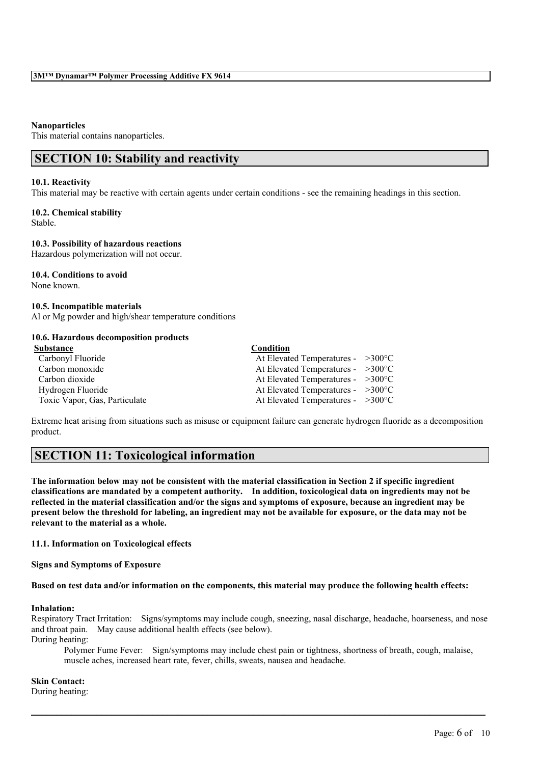**Nanoparticles**
This material contains nanoparticles.

## SECTION 10: Stability and reactivity

**10.1. Reactivity**
This material may be reactive with certain agents under certain conditions - see the remaining headings in this section.

**10.2. Chemical stability**
Stable.

**10.3. Possibility of hazardous reactions**
Hazardous polymerization will not occur.

**10.4. Conditions to avoid**
None known.

**10.5. Incompatible materials**
Al or Mg powder and high/shear temperature conditions

**10.6. Hazardous decomposition products**

| Substance | Condition |
|---|---|
| Carbonyl Fluoride | At Elevated Temperatures - >300°C |
| Carbon monoxide | At Elevated Temperatures - >300°C |
| Carbon dioxide | At Elevated Temperatures - >300°C |
| Hydrogen Fluoride | At Elevated Temperatures - >300°C |
| Toxic Vapor, Gas, Particulate | At Elevated Temperatures - >300°C |

Extreme heat arising from situations such as misuse or equipment failure can generate hydrogen fluoride as a decomposition product.

## SECTION 11: Toxicological information

**The information below may not be consistent with the material classification in Section 2 if specific ingredient classifications are mandated by a competent authority. In addition, toxicological data on ingredients may not be reflected in the material classification and/or the signs and symptoms of exposure, because an ingredient may be present below the threshold for labeling, an ingredient may not be available for exposure, or the data may not be relevant to the material as a whole.**

**11.1. Information on Toxicological effects**

**Signs and Symptoms of Exposure**

**Based on test data and/or information on the components, this material may produce the following health effects:**

**Inhalation:**
Respiratory Tract Irritation: Signs/symptoms may include cough, sneezing, nasal discharge, headache, hoarseness, and nose and throat pain. May cause additional health effects (see below).
During heating:

Polymer Fume Fever: Sign/symptoms may include chest pain or tightness, shortness of breath, cough, malaise, muscle aches, increased heart rate, fever, chills, sweats, nausea and headache.

**Skin Contact:**
During heating: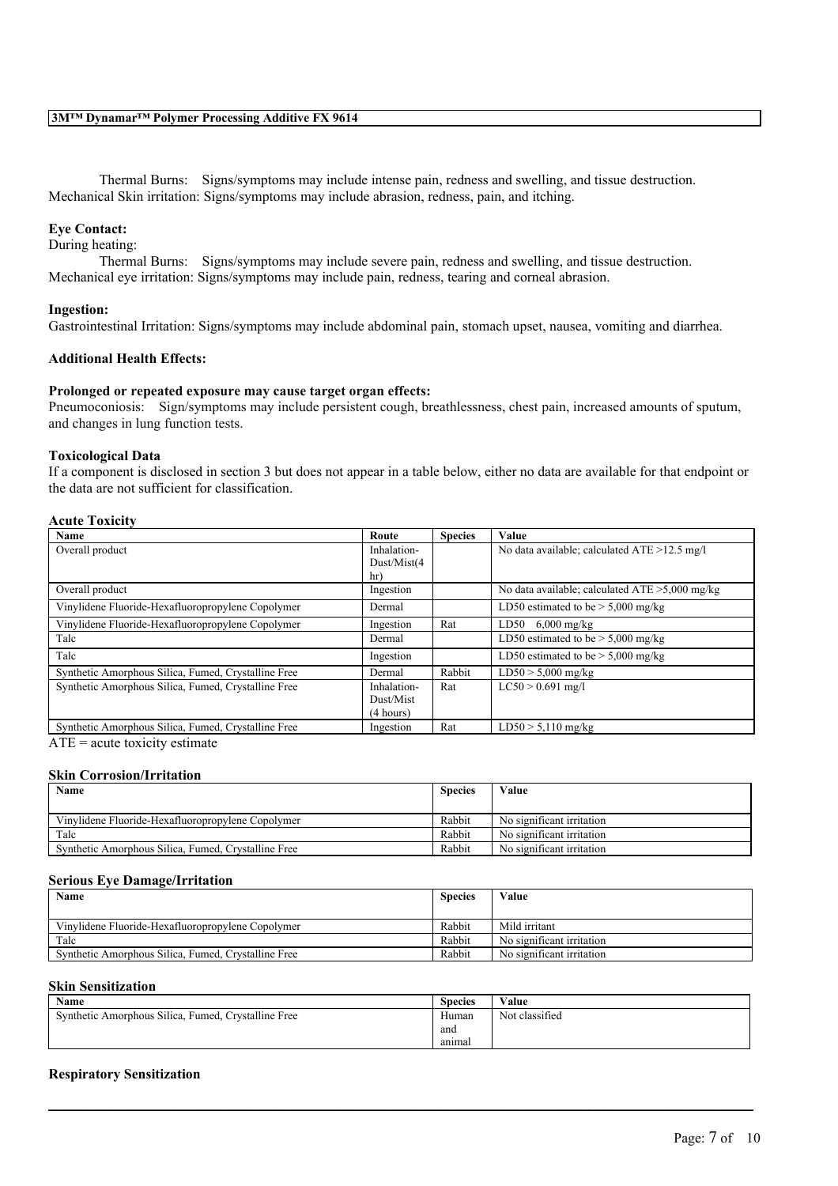Thermal Burns: Signs/symptoms may include intense pain, redness and swelling, and tissue destruction.
Mechanical Skin irritation: Signs/symptoms may include abrasion, redness, pain, and itching.

**Eye Contact:**
During heating:

Thermal Burns: Signs/symptoms may include severe pain, redness and swelling, and tissue destruction.
Mechanical eye irritation: Signs/symptoms may include pain, redness, tearing and corneal abrasion.

**Ingestion:**
Gastrointestinal Irritation: Signs/symptoms may include abdominal pain, stomach upset, nausea, vomiting and diarrhea.

**Additional Health Effects:**

**Prolonged or repeated exposure may cause target organ effects:**
Pneumoconiosis: Sign/symptoms may include persistent cough, breathlessness, chest pain, increased amounts of sputum, and changes in lung function tests.

**Toxicological Data**
If a component is disclosed in section 3 but does not appear in a table below, either no data are available for that endpoint or the data are not sufficient for classification.

**Acute Toxicity**

| Name | Route | Species | Value |
|---|---|---|---|
| Overall product | Inhalation-Dust/Mist(4 hr) | | No data available; calculated ATE >12.5 mg/l |
| Overall product | Ingestion | | No data available; calculated ATE >5,000 mg/kg |
| Vinylidene Fluoride-Hexafluoropropylene Copolymer | Dermal | | LD50 estimated to be > 5,000 mg/kg |
| Vinylidene Fluoride-Hexafluoropropylene Copolymer | Ingestion | Rat | LD50 6,000 mg/kg |
| Talc | Dermal | | LD50 estimated to be > 5,000 mg/kg |
| Talc | Ingestion | | LD50 estimated to be > 5,000 mg/kg |
| Synthetic Amorphous Silica, Fumed, Crystalline Free | Dermal | Rabbit | LD50 > 5,000 mg/kg |
| Synthetic Amorphous Silica, Fumed, Crystalline Free | Inhalation-Dust/Mist (4 hours) | Rat | LC50 > 0.691 mg/l |
| Synthetic Amorphous Silica, Fumed, Crystalline Free | Ingestion | Rat | LD50 > 5,110 mg/kg |

ATE = acute toxicity estimate

**Skin Corrosion/Irritation**

| Name | Species | Value |
|---|---|---|
| Vinylidene Fluoride-Hexafluoropropylene Copolymer | Rabbit | No significant irritation |
| Talc | Rabbit | No significant irritation |
| Synthetic Amorphous Silica, Fumed, Crystalline Free | Rabbit | No significant irritation |

**Serious Eye Damage/Irritation**

| Name | Species | Value |
|---|---|---|
| Vinylidene Fluoride-Hexafluoropropylene Copolymer | Rabbit | Mild irritant |
| Talc | Rabbit | No significant irritation |
| Synthetic Amorphous Silica, Fumed, Crystalline Free | Rabbit | No significant irritation |

**Skin Sensitization**

| Name | Species | Value |
|---|---|---|
| Synthetic Amorphous Silica, Fumed, Crystalline Free | Human and animal | Not classified |

**Respiratory Sensitization**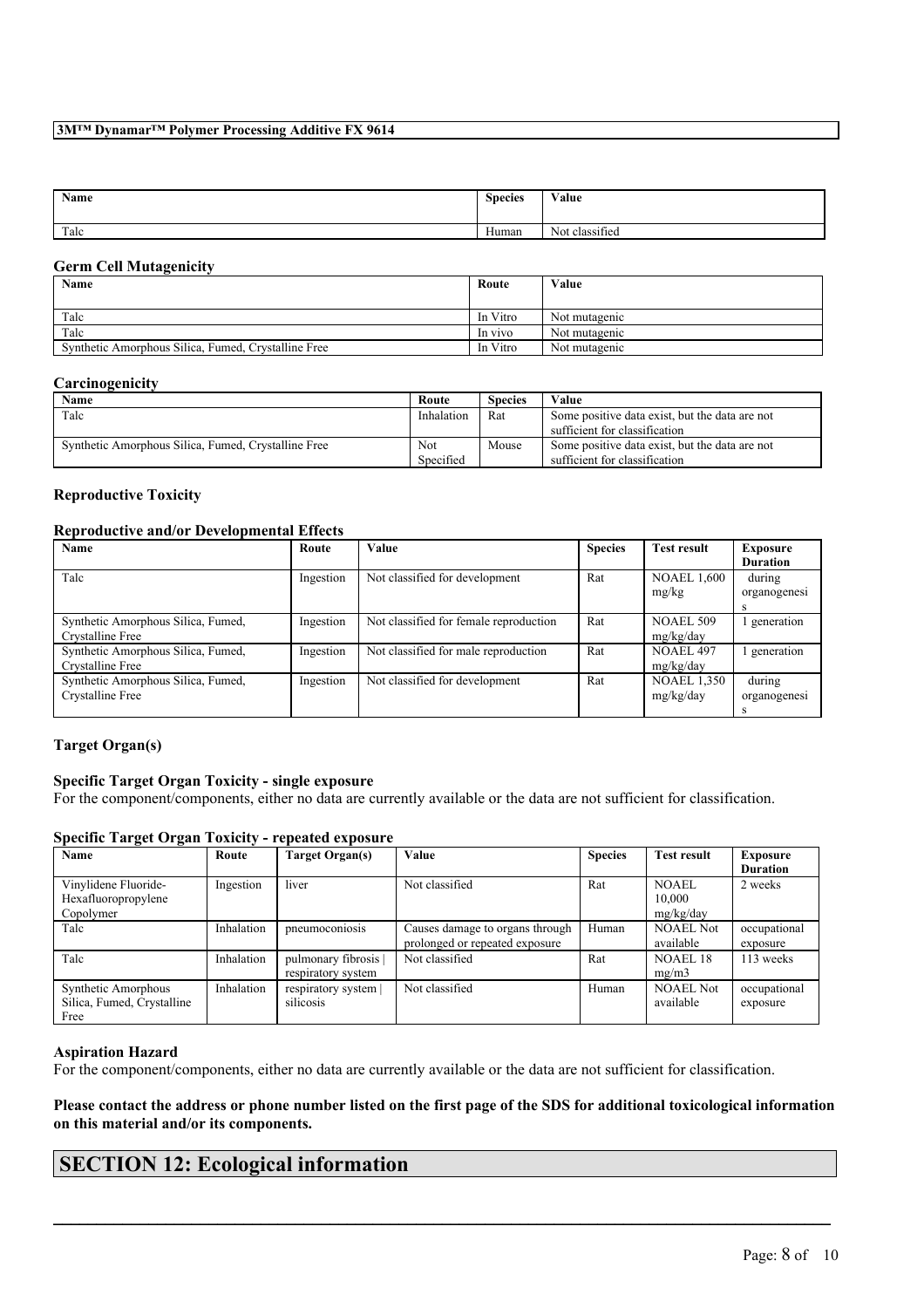| Name | Species | Value |
| --- | --- | --- |
| Talc | Human | Not classified |

### Germ Cell Mutagenicity

| Name | Route | Value |
| --- | --- | --- |
| Talc | In Vitro | Not mutagenic |
| Talc | In vivo | Not mutagenic |
| Synthetic Amorphous Silica, Fumed, Crystalline Free | In Vitro | Not mutagenic |

### Carcinogenicity

| Name | Route | Species | Value |
| --- | --- | --- | --- |
| Talc | Inhalation | Rat | Some positive data exist, but the data are not sufficient for classification |
| Synthetic Amorphous Silica, Fumed, Crystalline Free | Not Specified | Mouse | Some positive data exist, but the data are not sufficient for classification |

### Reproductive Toxicity

#### Reproductive and/or Developmental Effects

| Name | Route | Value | Species | Test result | Exposure Duration |
| --- | --- | --- | --- | --- | --- |
| Talc | Ingestion | Not classified for development | Rat | NOAEL 1,600 mg/kg | during organogenesis |
| Synthetic Amorphous Silica, Fumed, Crystalline Free | Ingestion | Not classified for female reproduction | Rat | NOAEL 509 mg/kg/day | 1 generation |
| Synthetic Amorphous Silica, Fumed, Crystalline Free | Ingestion | Not classified for male reproduction | Rat | NOAEL 497 mg/kg/day | 1 generation |
| Synthetic Amorphous Silica, Fumed, Crystalline Free | Ingestion | Not classified for development | Rat | NOAEL 1,350 mg/kg/day | during organogenesis |

### Target Organ(s)

#### Specific Target Organ Toxicity - single exposure

For the component/components, either no data are currently available or the data are not sufficient for classification.

#### Specific Target Organ Toxicity - repeated exposure

| Name | Route | Target Organ(s) | Value | Species | Test result | Exposure Duration |
| --- | --- | --- | --- | --- | --- | --- |
| Vinylidene Fluoride-Hexafluoropropylene Copolymer | Ingestion | liver | Not classified | Rat | NOAEL 10,000 mg/kg/day | 2 weeks |
| Talc | Inhalation | pneumoconiosis | Causes damage to organs through prolonged or repeated exposure | Human | NOAEL Not available | occupational exposure |
| Talc | Inhalation | pulmonary fibrosis \| respiratory system | Not classified | Rat | NOAEL 18 mg/m3 | 113 weeks |
| Synthetic Amorphous Silica, Fumed, Crystalline Free | Inhalation | respiratory system \| silicosis | Not classified | Human | NOAEL Not available | occupational exposure |

### Aspiration Hazard

For the component/components, either no data are currently available or the data are not sufficient for classification.

**Please contact the address or phone number listed on the first page of the SDS for additional toxicological information on this material and/or its components.**

## SECTION 12: Ecological information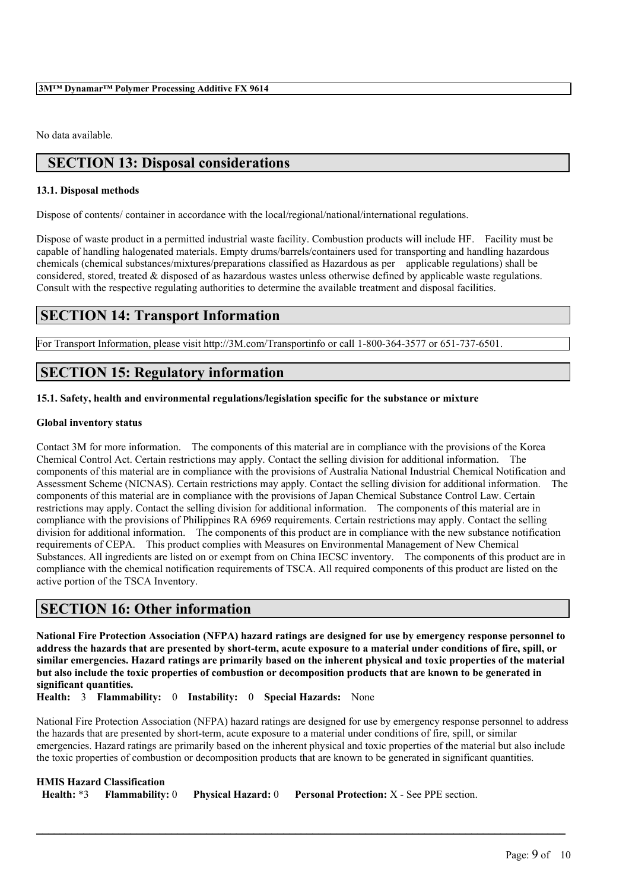No data available.

## SECTION 13: Disposal considerations

### 13.1. Disposal methods

Dispose of contents/ container in accordance with the local/regional/national/international regulations.

Dispose of waste product in a permitted industrial waste facility. Combustion products will include HF. Facility must be capable of handling halogenated materials. Empty drums/barrels/containers used for transporting and handling hazardous chemicals (chemical substances/mixtures/preparations classified as Hazardous as per applicable regulations) shall be considered, stored, treated & disposed of as hazardous wastes unless otherwise defined by applicable waste regulations. Consult with the respective regulating authorities to determine the available treatment and disposal facilities.

## SECTION 14: Transport Information

For Transport Information, please visit http://3M.com/Transportinfo or call 1-800-364-3577 or 651-737-6501.

## SECTION 15: Regulatory information

### 15.1. Safety, health and environmental regulations/legislation specific for the substance or mixture

**Global inventory status**

Contact 3M for more information. The components of this material are in compliance with the provisions of the Korea Chemical Control Act. Certain restrictions may apply. Contact the selling division for additional information. The components of this material are in compliance with the provisions of Australia National Industrial Chemical Notification and Assessment Scheme (NICNAS). Certain restrictions may apply. Contact the selling division for additional information. The components of this material are in compliance with the provisions of Japan Chemical Substance Control Law. Certain restrictions may apply. Contact the selling division for additional information. The components of this material are in compliance with the provisions of Philippines RA 6969 requirements. Certain restrictions may apply. Contact the selling division for additional information. The components of this product are in compliance with the new substance notification requirements of CEPA. This product complies with Measures on Environmental Management of New Chemical Substances. All ingredients are listed on or exempt from on China IECSC inventory. The components of this product are in compliance with the chemical notification requirements of TSCA. All required components of this product are listed on the active portion of the TSCA Inventory.

## SECTION 16: Other information

**National Fire Protection Association (NFPA) hazard ratings are designed for use by emergency response personnel to address the hazards that are presented by short-term, acute exposure to a material under conditions of fire, spill, or similar emergencies. Hazard ratings are primarily based on the inherent physical and toxic properties of the material but also include the toxic properties of combustion or decomposition products that are known to be generated in significant quantities.**

**Health:** 3 **Flammability:** 0 **Instability:** 0 **Special Hazards:** None

National Fire Protection Association (NFPA) hazard ratings are designed for use by emergency response personnel to address the hazards that are presented by short-term, acute exposure to a material under conditions of fire, spill, or similar emergencies. Hazard ratings are primarily based on the inherent physical and toxic properties of the material but also include the toxic properties of combustion or decomposition products that are known to be generated in significant quantities.

**HMIS Hazard Classification**

**Health:** *3 **Flammability:** 0 **Physical Hazard:** 0 **Personal Protection:** X - See PPE section.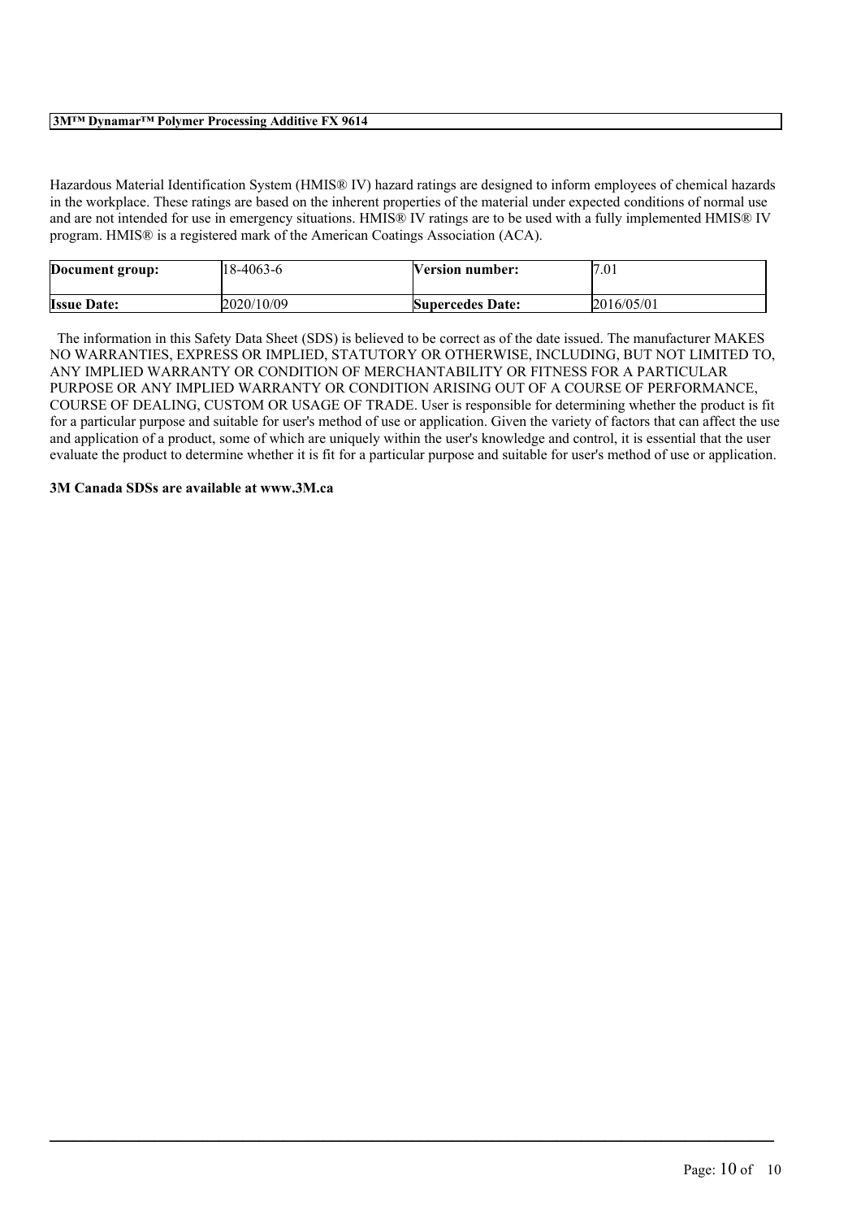Hazardous Material Identification System (HMIS® IV) hazard ratings are designed to inform employees of chemical hazards in the workplace. These ratings are based on the inherent properties of the material under expected conditions of normal use and are not intended for use in emergency situations. HMIS® IV ratings are to be used with a fully implemented HMIS® IV program. HMIS® is a registered mark of the American Coatings Association (ACA).

| | | | |
|---|---|---|---|
| **Document group:** | 18-4063-6 | **Version number:** | 7.01 |
| **Issue Date:** | 2020/10/09 | **Supercedes Date:** | 2016/05/01 |

The information in this Safety Data Sheet (SDS) is believed to be correct as of the date issued. The manufacturer MAKES NO WARRANTIES, EXPRESS OR IMPLIED, STATUTORY OR OTHERWISE, INCLUDING, BUT NOT LIMITED TO, ANY IMPLIED WARRANTY OR CONDITION OF MERCHANTABILITY OR FITNESS FOR A PARTICULAR PURPOSE OR ANY IMPLIED WARRANTY OR CONDITION ARISING OUT OF A COURSE OF PERFORMANCE, COURSE OF DEALING, CUSTOM OR USAGE OF TRADE. User is responsible for determining whether the product is fit for a particular purpose and suitable for user's method of use or application. Given the variety of factors that can affect the use and application of a product, some of which are uniquely within the user's knowledge and control, it is essential that the user evaluate the product to determine whether it is fit for a particular purpose and suitable for user's method of use or application.

**3M Canada SDSs are available at www.3M.ca**